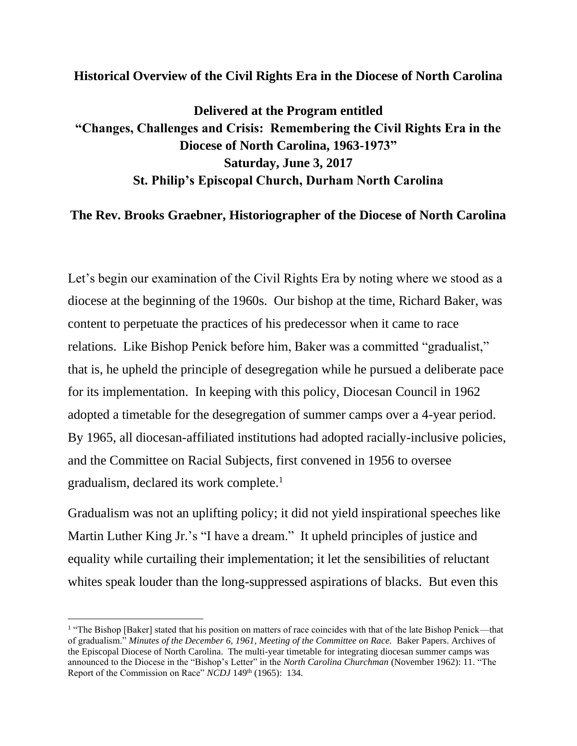**Historical Overview of the Civil Rights Era in the Diocese of North Carolina**

**Delivered at the Program entitled**
**"Changes, Challenges and Crisis: Remembering the Civil Rights Era in the Diocese of North Carolina, 1963-1973"**
**Saturday, June 3, 2017**
**St. Philip's Episcopal Church, Durham North Carolina**

**The Rev. Brooks Graebner, Historiographer of the Diocese of North Carolina**

Let's begin our examination of the Civil Rights Era by noting where we stood as a diocese at the beginning of the 1960s. Our bishop at the time, Richard Baker, was content to perpetuate the practices of his predecessor when it came to race relations. Like Bishop Penick before him, Baker was a committed "gradualist," that is, he upheld the principle of desegregation while he pursued a deliberate pace for its implementation. In keeping with this policy, Diocesan Council in 1962 adopted a timetable for the desegregation of summer camps over a 4-year period. By 1965, all diocesan-affiliated institutions had adopted racially-inclusive policies, and the Committee on Racial Subjects, first convened in 1956 to oversee gradualism, declared its work complete.[1]

Gradualism was not an uplifting policy; it did not yield inspirational speeches like Martin Luther King Jr.'s "I have a dream." It upheld principles of justice and equality while curtailing their implementation; it let the sensibilities of reluctant whites speak louder than the long-suppressed aspirations of blacks. But even this

---

[1] "The Bishop [Baker] stated that his position on matters of race coincides with that of the late Bishop Penick—that of gradualism." *Minutes of the December 6, 1961, Meeting of the Committee on Race.* Baker Papers. Archives of the Episcopal Diocese of North Carolina. The multi-year timetable for integrating diocesan summer camps was announced to the Diocese in the "Bishop's Letter" in the *North Carolina Churchman* (November 1962): 11. "The Report of the Commission on Race" *NCDJ* 149th (1965): 134.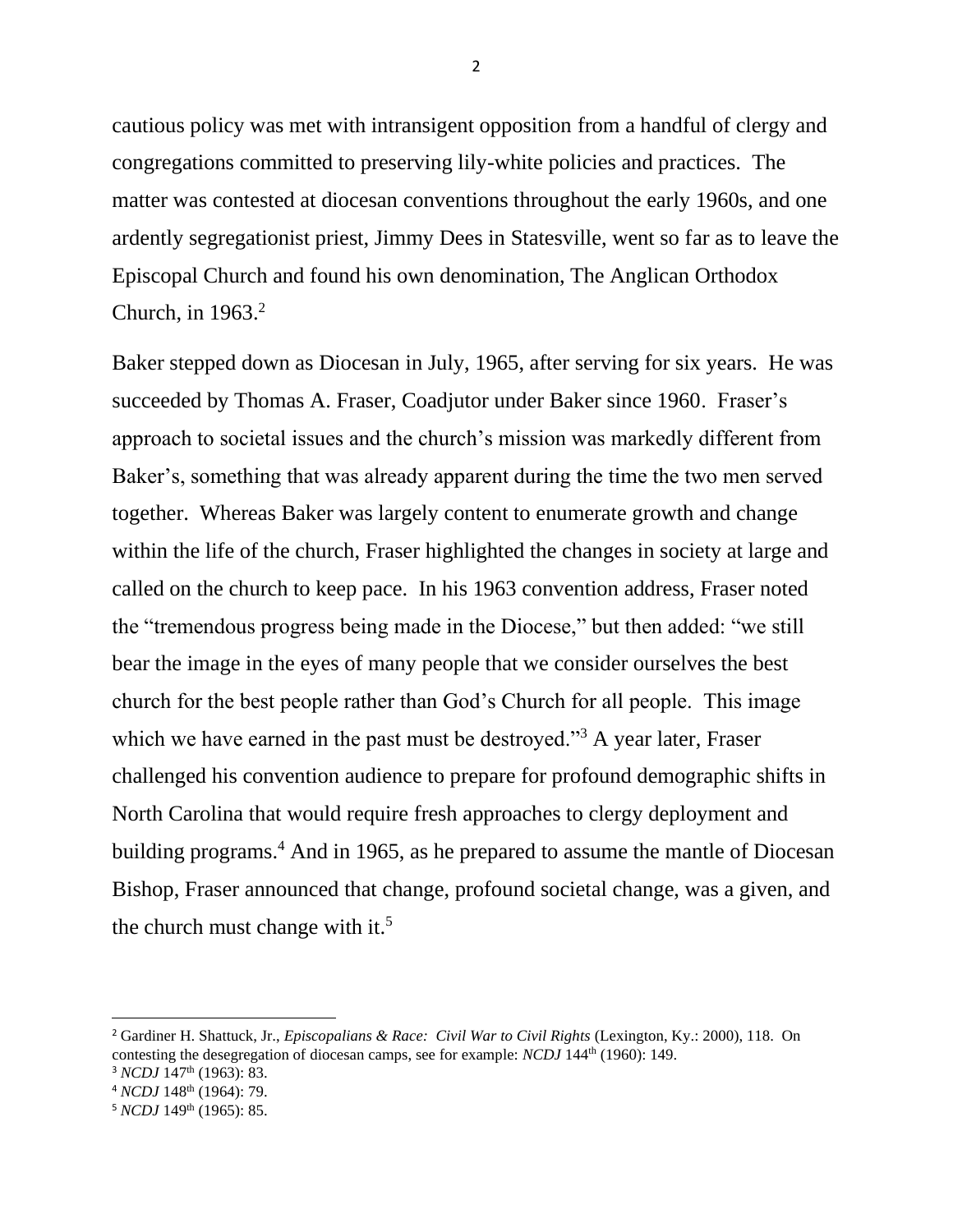cautious policy was met with intransigent opposition from a handful of clergy and congregations committed to preserving lily-white policies and practices. The matter was contested at diocesan conventions throughout the early 1960s, and one ardently segregationist priest, Jimmy Dees in Statesville, went so far as to leave the Episcopal Church and found his own denomination, The Anglican Orthodox Church, in 1963.[2]

Baker stepped down as Diocesan in July, 1965, after serving for six years. He was succeeded by Thomas A. Fraser, Coadjutor under Baker since 1960. Fraser's approach to societal issues and the church's mission was markedly different from Baker's, something that was already apparent during the time the two men served together. Whereas Baker was largely content to enumerate growth and change within the life of the church, Fraser highlighted the changes in society at large and called on the church to keep pace. In his 1963 convention address, Fraser noted the "tremendous progress being made in the Diocese," but then added: "we still bear the image in the eyes of many people that we consider ourselves the best church for the best people rather than God's Church for all people. This image which we have earned in the past must be destroyed."[3] A year later, Fraser challenged his convention audience to prepare for profound demographic shifts in North Carolina that would require fresh approaches to clergy deployment and building programs.[4] And in 1965, as he prepared to assume the mantle of Diocesan Bishop, Fraser announced that change, profound societal change, was a given, and the church must change with it.[5]

---

[2] Gardiner H. Shattuck, Jr., *Episcopalians & Race: Civil War to Civil Rights* (Lexington, Ky.: 2000), 118. On contesting the desegregation of diocesan camps, see for example: *NCDJ* 144th (1960): 149.

[3] *NCDJ* 147th (1963): 83.

[4] *NCDJ* 148th (1964): 79.

[5] *NCDJ* 149th (1965): 85.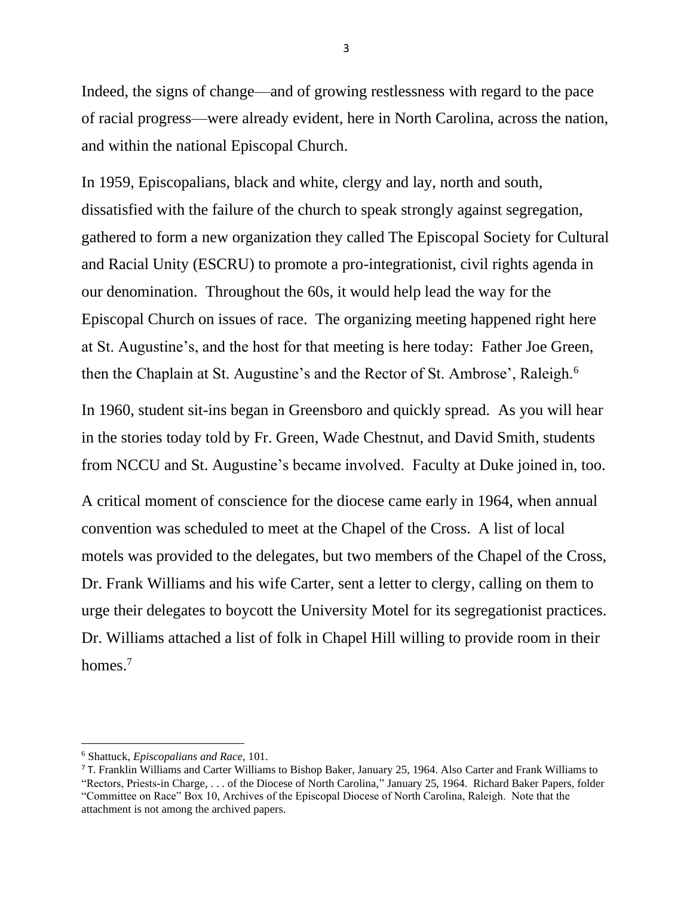Indeed, the signs of change—and of growing restlessness with regard to the pace of racial progress—were already evident, here in North Carolina, across the nation, and within the national Episcopal Church.

In 1959, Episcopalians, black and white, clergy and lay, north and south, dissatisfied with the failure of the church to speak strongly against segregation, gathered to form a new organization they called The Episcopal Society for Cultural and Racial Unity (ESCRU) to promote a pro-integrationist, civil rights agenda in our denomination. Throughout the 60s, it would help lead the way for the Episcopal Church on issues of race. The organizing meeting happened right here at St. Augustine's, and the host for that meeting is here today: Father Joe Green, then the Chaplain at St. Augustine's and the Rector of St. Ambrose', Raleigh.[6]

In 1960, student sit-ins began in Greensboro and quickly spread. As you will hear in the stories today told by Fr. Green, Wade Chestnut, and David Smith, students from NCCU and St. Augustine's became involved. Faculty at Duke joined in, too.

A critical moment of conscience for the diocese came early in 1964, when annual convention was scheduled to meet at the Chapel of the Cross. A list of local motels was provided to the delegates, but two members of the Chapel of the Cross, Dr. Frank Williams and his wife Carter, sent a letter to clergy, calling on them to urge their delegates to boycott the University Motel for its segregationist practices. Dr. Williams attached a list of folk in Chapel Hill willing to provide room in their homes.[7]

---

[6] Shattuck, *Episcopalians and Race*, 101.

[7] T. Franklin Williams and Carter Williams to Bishop Baker, January 25, 1964. Also Carter and Frank Williams to "Rectors, Priests-in Charge, . . . of the Diocese of North Carolina," January 25, 1964. Richard Baker Papers, folder "Committee on Race" Box 10, Archives of the Episcopal Diocese of North Carolina, Raleigh. Note that the attachment is not among the archived papers.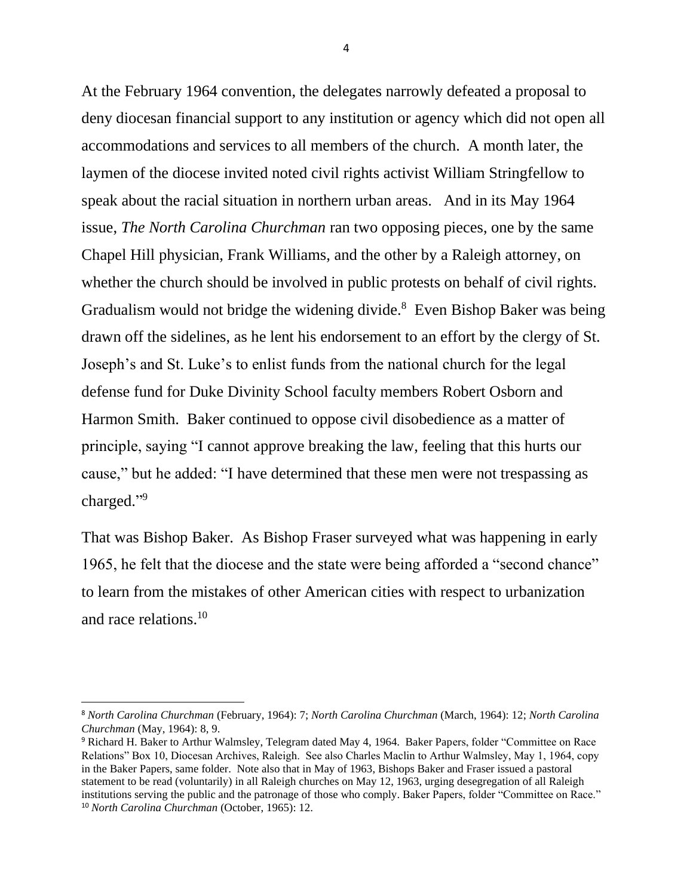At the February 1964 convention, the delegates narrowly defeated a proposal to deny diocesan financial support to any institution or agency which did not open all accommodations and services to all members of the church. A month later, the laymen of the diocese invited noted civil rights activist William Stringfellow to speak about the racial situation in northern urban areas. And in its May 1964 issue, *The North Carolina Churchman* ran two opposing pieces, one by the same Chapel Hill physician, Frank Williams, and the other by a Raleigh attorney, on whether the church should be involved in public protests on behalf of civil rights. Gradualism would not bridge the widening divide.[8] Even Bishop Baker was being drawn off the sidelines, as he lent his endorsement to an effort by the clergy of St. Joseph's and St. Luke's to enlist funds from the national church for the legal defense fund for Duke Divinity School faculty members Robert Osborn and Harmon Smith. Baker continued to oppose civil disobedience as a matter of principle, saying "I cannot approve breaking the law, feeling that this hurts our cause," but he added: "I have determined that these men were not trespassing as charged."[9]

That was Bishop Baker. As Bishop Fraser surveyed what was happening in early 1965, he felt that the diocese and the state were being afforded a "second chance" to learn from the mistakes of other American cities with respect to urbanization and race relations.[10]

---

[8] *North Carolina Churchman* (February, 1964): 7; *North Carolina Churchman* (March, 1964): 12; *North Carolina Churchman* (May, 1964): 8, 9.

[9] Richard H. Baker to Arthur Walmsley, Telegram dated May 4, 1964. Baker Papers, folder "Committee on Race Relations" Box 10, Diocesan Archives, Raleigh. See also Charles Maclin to Arthur Walmsley, May 1, 1964, copy in the Baker Papers, same folder. Note also that in May of 1963, Bishops Baker and Fraser issued a pastoral statement to be read (voluntarily) in all Raleigh churches on May 12, 1963, urging desegregation of all Raleigh institutions serving the public and the patronage of those who comply. Baker Papers, folder "Committee on Race."

[10] *North Carolina Churchman* (October, 1965): 12.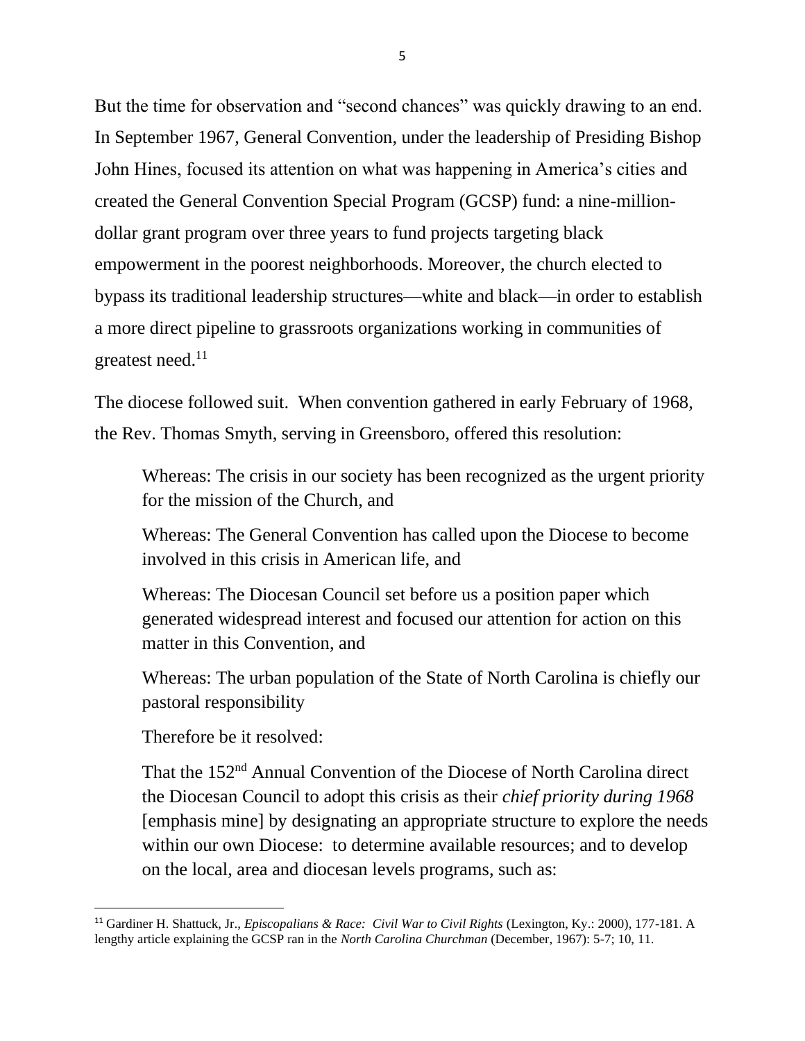But the time for observation and "second chances" was quickly drawing to an end. In September 1967, General Convention, under the leadership of Presiding Bishop John Hines, focused its attention on what was happening in America's cities and created the General Convention Special Program (GCSP) fund: a nine-million-dollar grant program over three years to fund projects targeting black empowerment in the poorest neighborhoods. Moreover, the church elected to bypass its traditional leadership structures—white and black—in order to establish a more direct pipeline to grassroots organizations working in communities of greatest need.[11]

The diocese followed suit. When convention gathered in early February of 1968, the Rev. Thomas Smyth, serving in Greensboro, offered this resolution:

> Whereas: The crisis in our society has been recognized as the urgent priority for the mission of the Church, and
>
> Whereas: The General Convention has called upon the Diocese to become involved in this crisis in American life, and
>
> Whereas: The Diocesan Council set before us a position paper which generated widespread interest and focused our attention for action on this matter in this Convention, and
>
> Whereas: The urban population of the State of North Carolina is chiefly our pastoral responsibility
>
> Therefore be it resolved:
>
> That the 152nd Annual Convention of the Diocese of North Carolina direct the Diocesan Council to adopt this crisis as their *chief priority during 1968* [emphasis mine] by designating an appropriate structure to explore the needs within our own Diocese: to determine available resources; and to develop on the local, area and diocesan levels programs, such as:

---

[11] Gardiner H. Shattuck, Jr., *Episcopalians & Race: Civil War to Civil Rights* (Lexington, Ky.: 2000), 177-181. A lengthy article explaining the GCSP ran in the *North Carolina Churchman* (December, 1967): 5-7; 10, 11.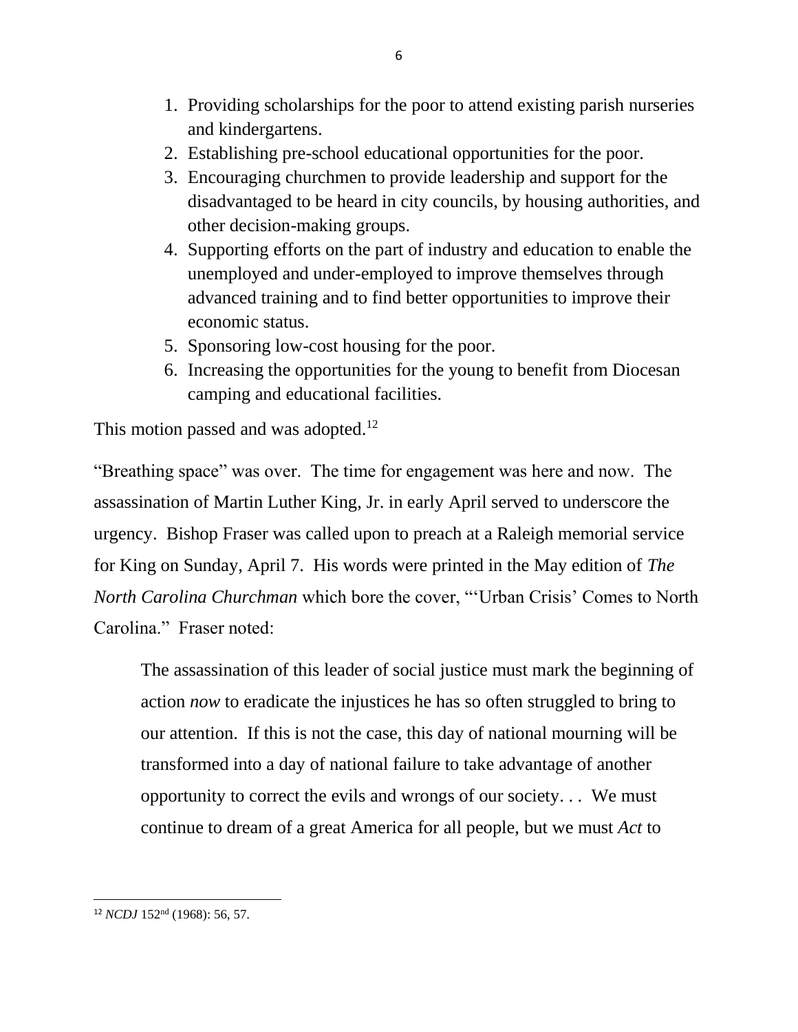1. Providing scholarships for the poor to attend existing parish nurseries and kindergartens.
2. Establishing pre-school educational opportunities for the poor.
3. Encouraging churchmen to provide leadership and support for the disadvantaged to be heard in city councils, by housing authorities, and other decision-making groups.
4. Supporting efforts on the part of industry and education to enable the unemployed and under-employed to improve themselves through advanced training and to find better opportunities to improve their economic status.
5. Sponsoring low-cost housing for the poor.
6. Increasing the opportunities for the young to benefit from Diocesan camping and educational facilities.

This motion passed and was adopted.[12]

"Breathing space" was over. The time for engagement was here and now. The assassination of Martin Luther King, Jr. in early April served to underscore the urgency. Bishop Fraser was called upon to preach at a Raleigh memorial service for King on Sunday, April 7. His words were printed in the May edition of *The North Carolina Churchman* which bore the cover, "'Urban Crisis' Comes to North Carolina." Fraser noted:

> The assassination of this leader of social justice must mark the beginning of action *now* to eradicate the injustices he has so often struggled to bring to our attention. If this is not the case, this day of national mourning will be transformed into a day of national failure to take advantage of another opportunity to correct the evils and wrongs of our society. . . We must continue to dream of a great America for all people, but we must *Act* to

---

[12] *NCDJ* 152nd (1968): 56, 57.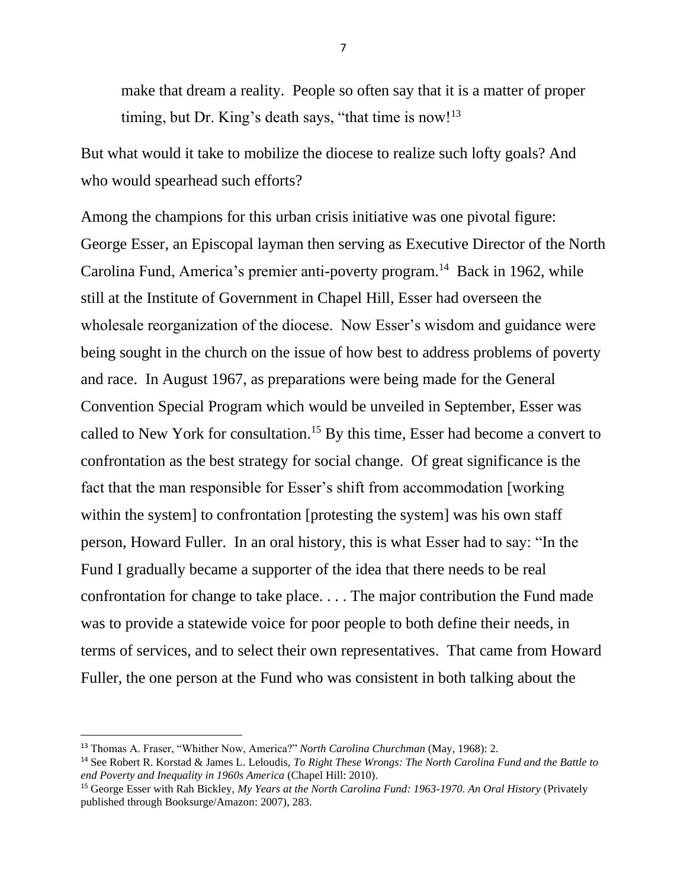> make that dream a reality. People so often say that it is a matter of proper timing, but Dr. King's death says, "that time is now![13]

But what would it take to mobilize the diocese to realize such lofty goals? And who would spearhead such efforts?

Among the champions for this urban crisis initiative was one pivotal figure: George Esser, an Episcopal layman then serving as Executive Director of the North Carolina Fund, America's premier anti-poverty program.[14] Back in 1962, while still at the Institute of Government in Chapel Hill, Esser had overseen the wholesale reorganization of the diocese. Now Esser's wisdom and guidance were being sought in the church on the issue of how best to address problems of poverty and race. In August 1967, as preparations were being made for the General Convention Special Program which would be unveiled in September, Esser was called to New York for consultation.[15] By this time, Esser had become a convert to confrontation as the best strategy for social change. Of great significance is the fact that the man responsible for Esser's shift from accommodation [working within the system] to confrontation [protesting the system] was his own staff person, Howard Fuller. In an oral history, this is what Esser had to say: "In the Fund I gradually became a supporter of the idea that there needs to be real confrontation for change to take place. . . . The major contribution the Fund made was to provide a statewide voice for poor people to both define their needs, in terms of services, and to select their own representatives. That came from Howard Fuller, the one person at the Fund who was consistent in both talking about the

---

[13] Thomas A. Fraser, "Whither Now, America?" *North Carolina Churchman* (May, 1968): 2.

[14] See Robert R. Korstad & James L. Leloudis, *To Right These Wrongs: The North Carolina Fund and the Battle to end Poverty and Inequality in 1960s America* (Chapel Hill: 2010).

[15] George Esser with Rah Bickley, *My Years at the North Carolina Fund: 1963-1970. An Oral History* (Privately published through Booksurge/Amazon: 2007), 283.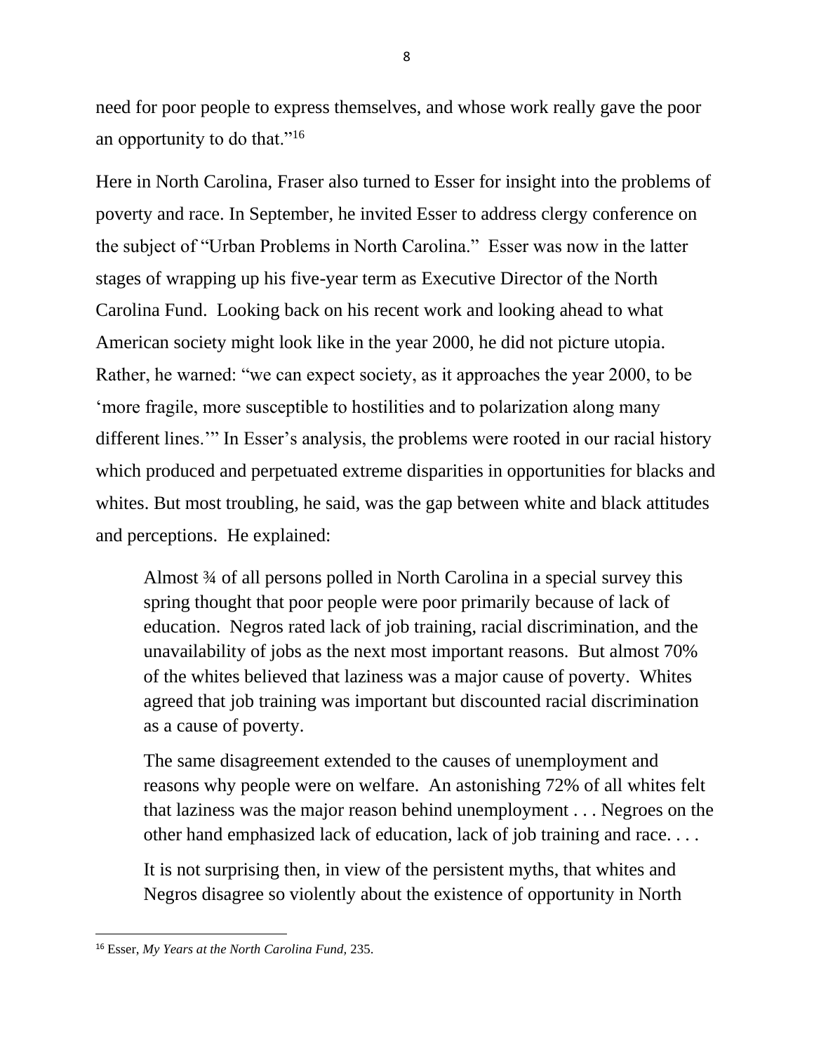need for poor people to express themselves, and whose work really gave the poor an opportunity to do that."[16]

Here in North Carolina, Fraser also turned to Esser for insight into the problems of poverty and race. In September, he invited Esser to address clergy conference on the subject of "Urban Problems in North Carolina." Esser was now in the latter stages of wrapping up his five-year term as Executive Director of the North Carolina Fund. Looking back on his recent work and looking ahead to what American society might look like in the year 2000, he did not picture utopia. Rather, he warned: "we can expect society, as it approaches the year 2000, to be 'more fragile, more susceptible to hostilities and to polarization along many different lines.'" In Esser's analysis, the problems were rooted in our racial history which produced and perpetuated extreme disparities in opportunities for blacks and whites. But most troubling, he said, was the gap between white and black attitudes and perceptions. He explained:

> Almost ¾ of all persons polled in North Carolina in a special survey this spring thought that poor people were poor primarily because of lack of education. Negros rated lack of job training, racial discrimination, and the unavailability of jobs as the next most important reasons. But almost 70% of the whites believed that laziness was a major cause of poverty. Whites agreed that job training was important but discounted racial discrimination as a cause of poverty.
>
> The same disagreement extended to the causes of unemployment and reasons why people were on welfare. An astonishing 72% of all whites felt that laziness was the major reason behind unemployment . . . Negroes on the other hand emphasized lack of education, lack of job training and race. . . .
>
> It is not surprising then, in view of the persistent myths, that whites and Negros disagree so violently about the existence of opportunity in North

[16] Esser, *My Years at the North Carolina Fund*, 235.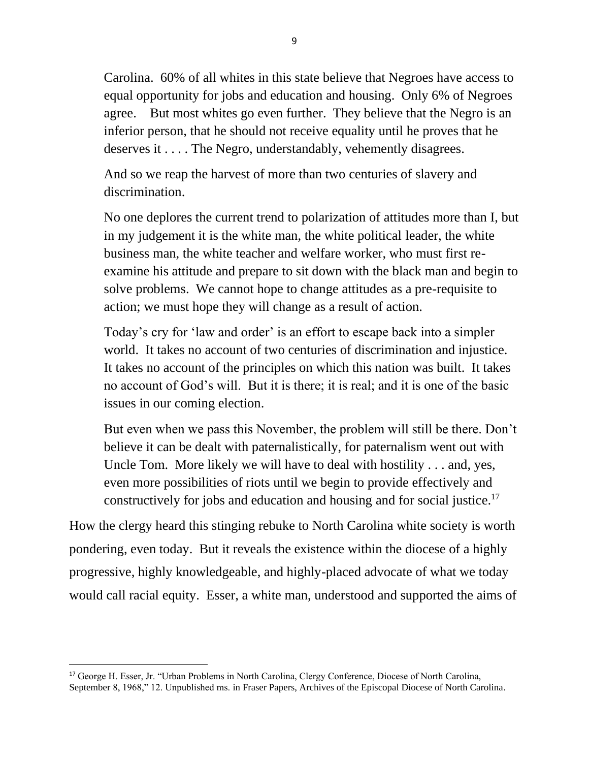> Carolina. 60% of all whites in this state believe that Negroes have access to equal opportunity for jobs and education and housing. Only 6% of Negroes agree. But most whites go even further. They believe that the Negro is an inferior person, that he should not receive equality until he proves that he deserves it . . . . The Negro, understandably, vehemently disagrees.
>
> And so we reap the harvest of more than two centuries of slavery and discrimination.
>
> No one deplores the current trend to polarization of attitudes more than I, but in my judgement it is the white man, the white political leader, the white business man, the white teacher and welfare worker, who must first re-examine his attitude and prepare to sit down with the black man and begin to solve problems. We cannot hope to change attitudes as a pre-requisite to action; we must hope they will change as a result of action.
>
> Today's cry for 'law and order' is an effort to escape back into a simpler world. It takes no account of two centuries of discrimination and injustice. It takes no account of the principles on which this nation was built. It takes no account of God's will. But it is there; it is real; and it is one of the basic issues in our coming election.
>
> But even when we pass this November, the problem will still be there. Don't believe it can be dealt with paternalistically, for paternalism went out with Uncle Tom. More likely we will have to deal with hostility . . . and, yes, even more possibilities of riots until we begin to provide effectively and constructively for jobs and education and housing and for social justice.[17]

How the clergy heard this stinging rebuke to North Carolina white society is worth pondering, even today. But it reveals the existence within the diocese of a highly progressive, highly knowledgeable, and highly-placed advocate of what we today would call racial equity. Esser, a white man, understood and supported the aims of

---

[17] George H. Esser, Jr. "Urban Problems in North Carolina, Clergy Conference, Diocese of North Carolina, September 8, 1968," 12. Unpublished ms. in Fraser Papers, Archives of the Episcopal Diocese of North Carolina.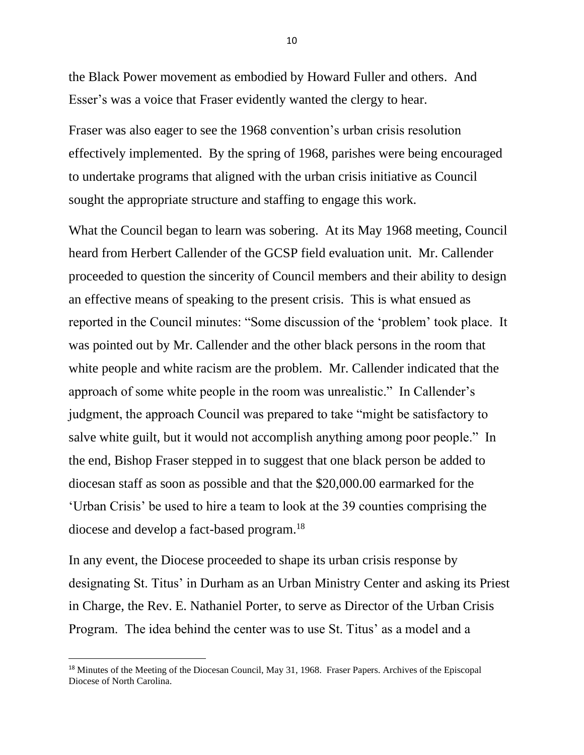the Black Power movement as embodied by Howard Fuller and others. And Esser's was a voice that Fraser evidently wanted the clergy to hear.

Fraser was also eager to see the 1968 convention's urban crisis resolution effectively implemented. By the spring of 1968, parishes were being encouraged to undertake programs that aligned with the urban crisis initiative as Council sought the appropriate structure and staffing to engage this work.

What the Council began to learn was sobering. At its May 1968 meeting, Council heard from Herbert Callender of the GCSP field evaluation unit. Mr. Callender proceeded to question the sincerity of Council members and their ability to design an effective means of speaking to the present crisis. This is what ensued as reported in the Council minutes: "Some discussion of the 'problem' took place. It was pointed out by Mr. Callender and the other black persons in the room that white people and white racism are the problem. Mr. Callender indicated that the approach of some white people in the room was unrealistic." In Callender's judgment, the approach Council was prepared to take "might be satisfactory to salve white guilt, but it would not accomplish anything among poor people." In the end, Bishop Fraser stepped in to suggest that one black person be added to diocesan staff as soon as possible and that the $20,000.00 earmarked for the 'Urban Crisis' be used to hire a team to look at the 39 counties comprising the diocese and develop a fact-based program.[18]

In any event, the Diocese proceeded to shape its urban crisis response by designating St. Titus' in Durham as an Urban Ministry Center and asking its Priest in Charge, the Rev. E. Nathaniel Porter, to serve as Director of the Urban Crisis Program. The idea behind the center was to use St. Titus' as a model and a

---

[18] Minutes of the Meeting of the Diocesan Council, May 31, 1968. Fraser Papers. Archives of the Episcopal Diocese of North Carolina.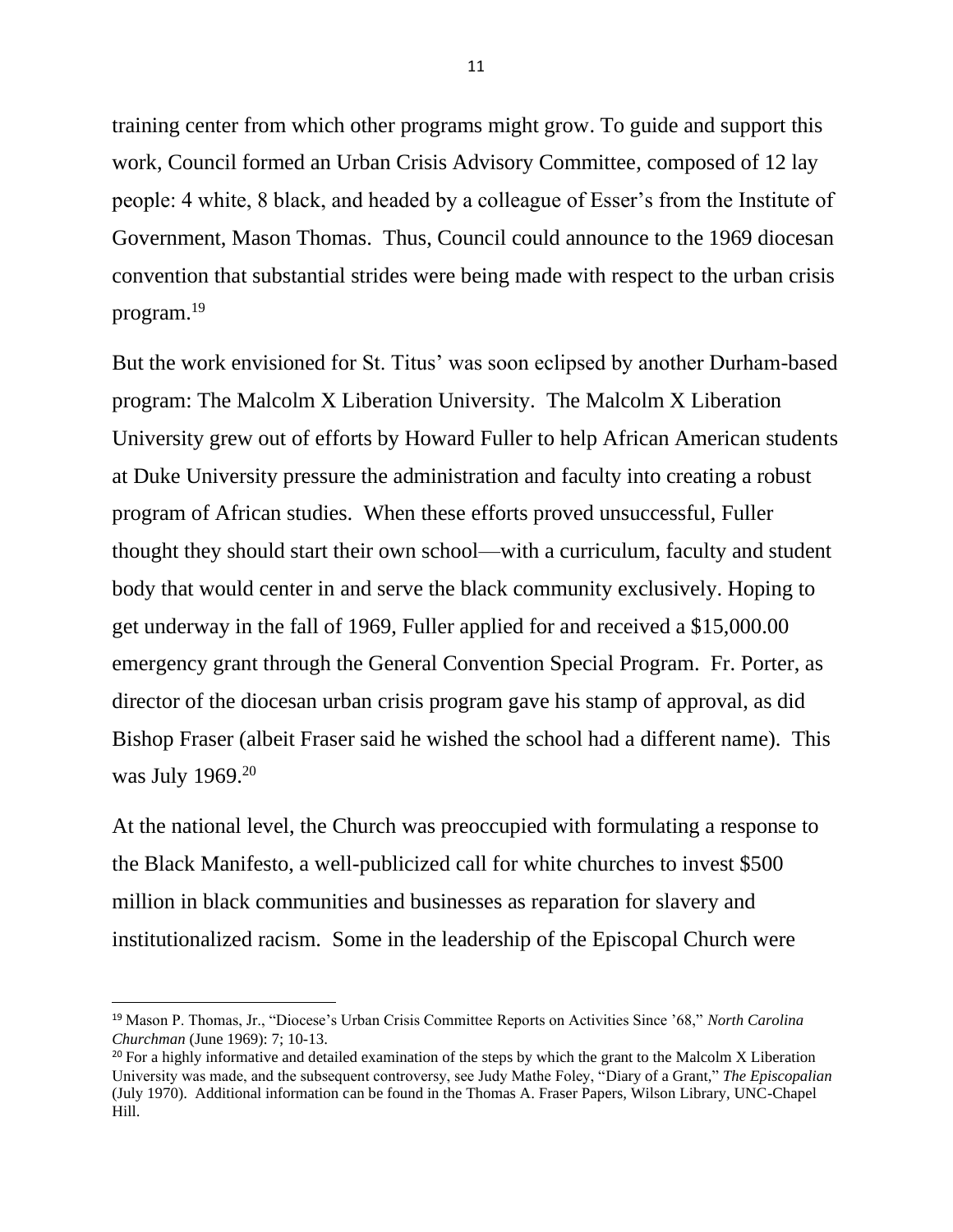training center from which other programs might grow. To guide and support this work, Council formed an Urban Crisis Advisory Committee, composed of 12 lay people: 4 white, 8 black, and headed by a colleague of Esser's from the Institute of Government, Mason Thomas. Thus, Council could announce to the 1969 diocesan convention that substantial strides were being made with respect to the urban crisis program.[19]

But the work envisioned for St. Titus' was soon eclipsed by another Durham-based program: The Malcolm X Liberation University. The Malcolm X Liberation University grew out of efforts by Howard Fuller to help African American students at Duke University pressure the administration and faculty into creating a robust program of African studies. When these efforts proved unsuccessful, Fuller thought they should start their own school—with a curriculum, faculty and student body that would center in and serve the black community exclusively. Hoping to get underway in the fall of 1969, Fuller applied for and received a $15,000.00 emergency grant through the General Convention Special Program. Fr. Porter, as director of the diocesan urban crisis program gave his stamp of approval, as did Bishop Fraser (albeit Fraser said he wished the school had a different name). This was July 1969.[20]

At the national level, the Church was preoccupied with formulating a response to the Black Manifesto, a well-publicized call for white churches to invest $500 million in black communities and businesses as reparation for slavery and institutionalized racism. Some in the leadership of the Episcopal Church were

---

[19] Mason P. Thomas, Jr., "Diocese's Urban Crisis Committee Reports on Activities Since '68," *North Carolina Churchman* (June 1969): 7; 10-13.

[20] For a highly informative and detailed examination of the steps by which the grant to the Malcolm X Liberation University was made, and the subsequent controversy, see Judy Mathe Foley, "Diary of a Grant," *The Episcopalian* (July 1970). Additional information can be found in the Thomas A. Fraser Papers, Wilson Library, UNC-Chapel Hill.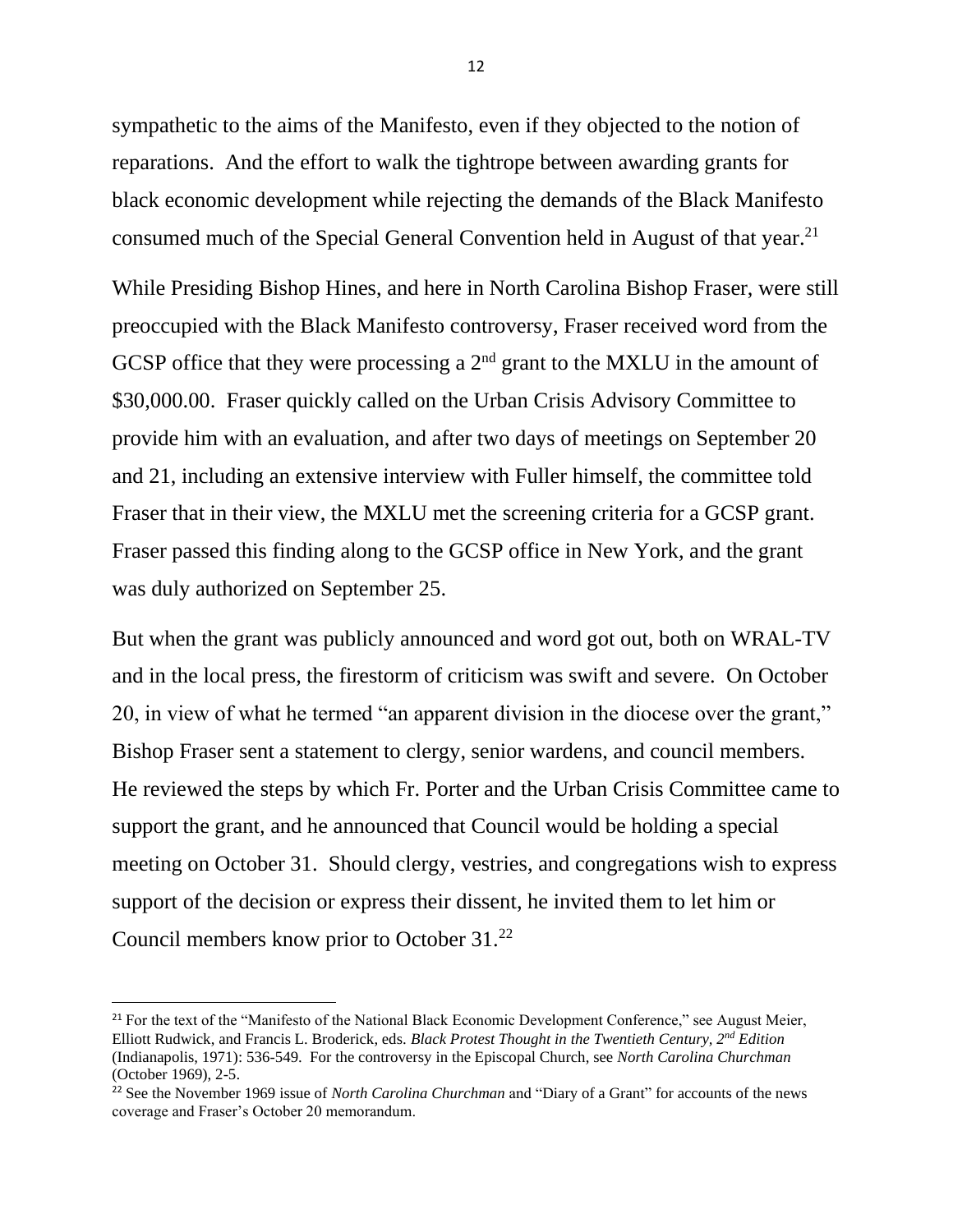sympathetic to the aims of the Manifesto, even if they objected to the notion of reparations. And the effort to walk the tightrope between awarding grants for black economic development while rejecting the demands of the Black Manifesto consumed much of the Special General Convention held in August of that year.[21]

While Presiding Bishop Hines, and here in North Carolina Bishop Fraser, were still preoccupied with the Black Manifesto controversy, Fraser received word from the GCSP office that they were processing a 2nd grant to the MXLU in the amount of $30,000.00. Fraser quickly called on the Urban Crisis Advisory Committee to provide him with an evaluation, and after two days of meetings on September 20 and 21, including an extensive interview with Fuller himself, the committee told Fraser that in their view, the MXLU met the screening criteria for a GCSP grant. Fraser passed this finding along to the GCSP office in New York, and the grant was duly authorized on September 25.

But when the grant was publicly announced and word got out, both on WRAL-TV and in the local press, the firestorm of criticism was swift and severe. On October 20, in view of what he termed "an apparent division in the diocese over the grant," Bishop Fraser sent a statement to clergy, senior wardens, and council members. He reviewed the steps by which Fr. Porter and the Urban Crisis Committee came to support the grant, and he announced that Council would be holding a special meeting on October 31. Should clergy, vestries, and congregations wish to express support of the decision or express their dissent, he invited them to let him or Council members know prior to October 31.[22]

---

[21] For the text of the "Manifesto of the National Black Economic Development Conference," see August Meier, Elliott Rudwick, and Francis L. Broderick, eds. *Black Protest Thought in the Twentieth Century, 2nd Edition* (Indianapolis, 1971): 536-549. For the controversy in the Episcopal Church, see *North Carolina Churchman* (October 1969), 2-5.

[22] See the November 1969 issue of *North Carolina Churchman* and "Diary of a Grant" for accounts of the news coverage and Fraser's October 20 memorandum.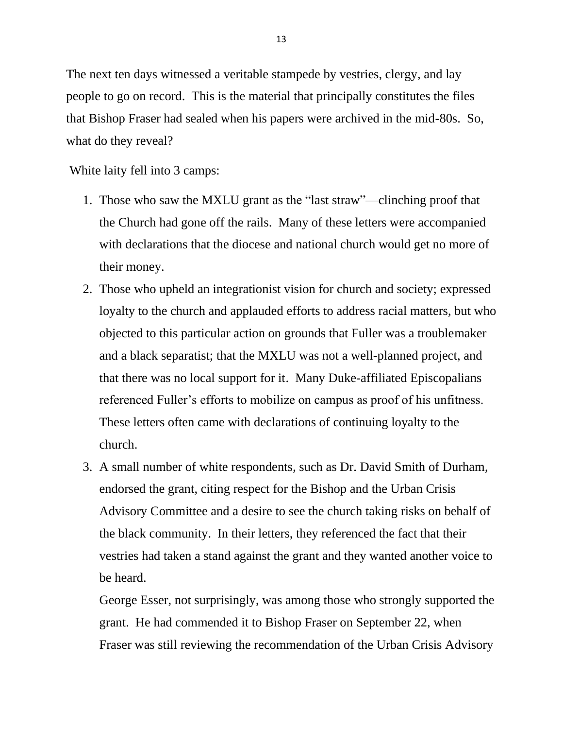The next ten days witnessed a veritable stampede by vestries, clergy, and lay people to go on record. This is the material that principally constitutes the files that Bishop Fraser had sealed when his papers were archived in the mid-80s. So, what do they reveal?

White laity fell into 3 camps:

1. Those who saw the MXLU grant as the "last straw"—clinching proof that the Church had gone off the rails. Many of these letters were accompanied with declarations that the diocese and national church would get no more of their money.
2. Those who upheld an integrationist vision for church and society; expressed loyalty to the church and applauded efforts to address racial matters, but who objected to this particular action on grounds that Fuller was a troublemaker and a black separatist; that the MXLU was not a well-planned project, and that there was no local support for it. Many Duke-affiliated Episcopalians referenced Fuller's efforts to mobilize on campus as proof of his unfitness. These letters often came with declarations of continuing loyalty to the church.
3. A small number of white respondents, such as Dr. David Smith of Durham, endorsed the grant, citing respect for the Bishop and the Urban Crisis Advisory Committee and a desire to see the church taking risks on behalf of the black community. In their letters, they referenced the fact that their vestries had taken a stand against the grant and they wanted another voice to be heard.

   George Esser, not surprisingly, was among those who strongly supported the grant. He had commended it to Bishop Fraser on September 22, when Fraser was still reviewing the recommendation of the Urban Crisis Advisory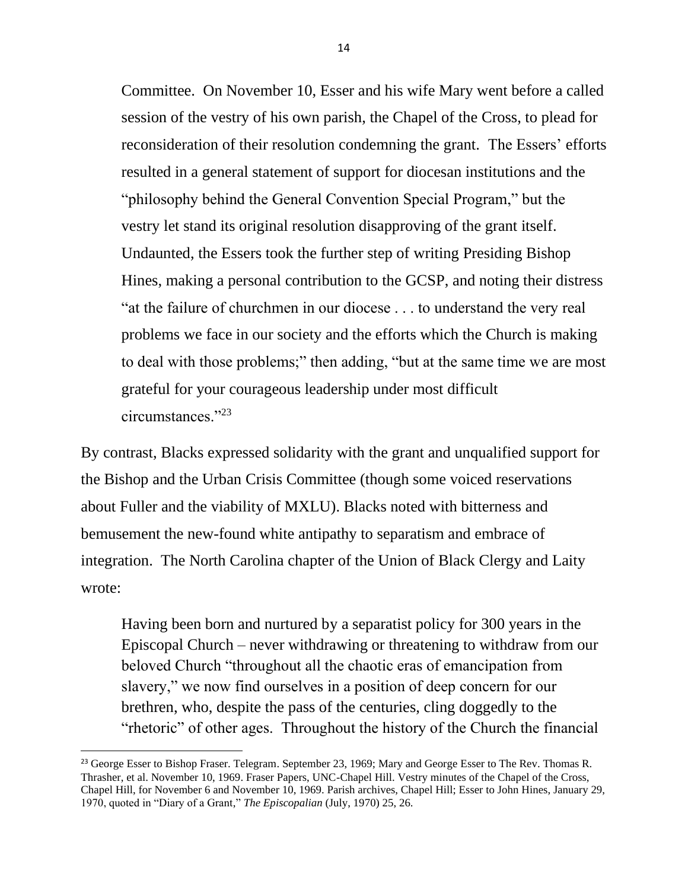> Committee. On November 10, Esser and his wife Mary went before a called session of the vestry of his own parish, the Chapel of the Cross, to plead for reconsideration of their resolution condemning the grant. The Essers' efforts resulted in a general statement of support for diocesan institutions and the "philosophy behind the General Convention Special Program," but the vestry let stand its original resolution disapproving of the grant itself. Undaunted, the Essers took the further step of writing Presiding Bishop Hines, making a personal contribution to the GCSP, and noting their distress "at the failure of churchmen in our diocese . . . to understand the very real problems we face in our society and the efforts which the Church is making to deal with those problems;" then adding, "but at the same time we are most grateful for your courageous leadership under most difficult circumstances."[23]

By contrast, Blacks expressed solidarity with the grant and unqualified support for the Bishop and the Urban Crisis Committee (though some voiced reservations about Fuller and the viability of MXLU). Blacks noted with bitterness and bemusement the new-found white antipathy to separatism and embrace of integration. The North Carolina chapter of the Union of Black Clergy and Laity wrote:

> Having been born and nurtured by a separatist policy for 300 years in the Episcopal Church – never withdrawing or threatening to withdraw from our beloved Church "throughout all the chaotic eras of emancipation from slavery," we now find ourselves in a position of deep concern for our brethren, who, despite the pass of the centuries, cling doggedly to the "rhetoric" of other ages. Throughout the history of the Church the financial

---

[23] George Esser to Bishop Fraser. Telegram. September 23, 1969; Mary and George Esser to The Rev. Thomas R. Thrasher, et al. November 10, 1969. Fraser Papers, UNC-Chapel Hill. Vestry minutes of the Chapel of the Cross, Chapel Hill, for November 6 and November 10, 1969. Parish archives, Chapel Hill; Esser to John Hines, January 29, 1970, quoted in "Diary of a Grant," *The Episcopalian* (July, 1970) 25, 26.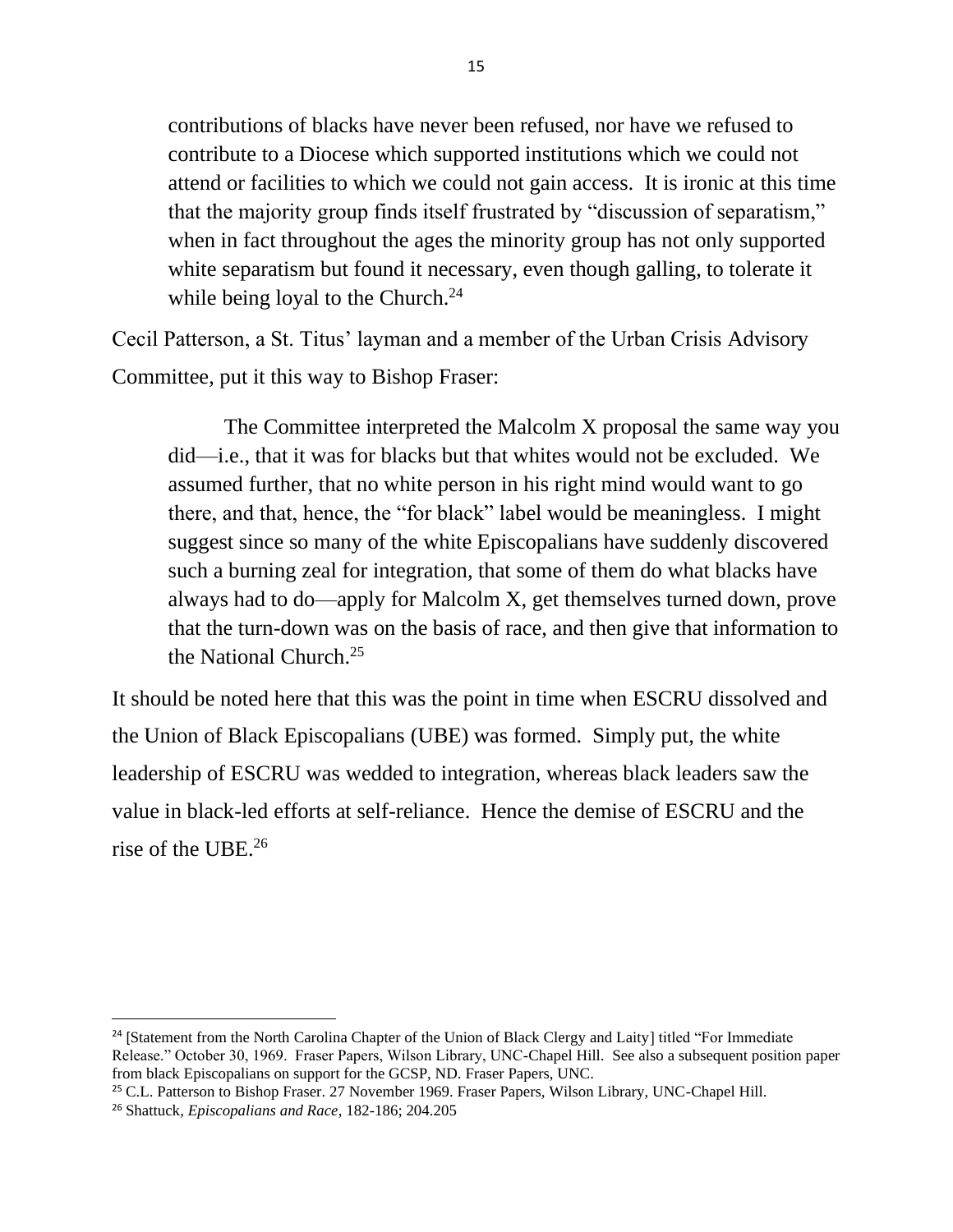> contributions of blacks have never been refused, nor have we refused to contribute to a Diocese which supported institutions which we could not attend or facilities to which we could not gain access. It is ironic at this time that the majority group finds itself frustrated by "discussion of separatism," when in fact throughout the ages the minority group has not only supported white separatism but found it necessary, even though galling, to tolerate it while being loyal to the Church.[24]

Cecil Patterson, a St. Titus' layman and a member of the Urban Crisis Advisory Committee, put it this way to Bishop Fraser:

> The Committee interpreted the Malcolm X proposal the same way you did—i.e., that it was for blacks but that whites would not be excluded. We assumed further, that no white person in his right mind would want to go there, and that, hence, the "for black" label would be meaningless. I might suggest since so many of the white Episcopalians have suddenly discovered such a burning zeal for integration, that some of them do what blacks have always had to do—apply for Malcolm X, get themselves turned down, prove that the turn-down was on the basis of race, and then give that information to the National Church.[25]

It should be noted here that this was the point in time when ESCRU dissolved and the Union of Black Episcopalians (UBE) was formed. Simply put, the white leadership of ESCRU was wedded to integration, whereas black leaders saw the value in black-led efforts at self-reliance. Hence the demise of ESCRU and the rise of the UBE.[26]

---

[24] [Statement from the North Carolina Chapter of the Union of Black Clergy and Laity] titled "For Immediate Release." October 30, 1969. Fraser Papers, Wilson Library, UNC-Chapel Hill. See also a subsequent position paper from black Episcopalians on support for the GCSP, ND. Fraser Papers, UNC.

[25] C.L. Patterson to Bishop Fraser. 27 November 1969. Fraser Papers, Wilson Library, UNC-Chapel Hill.

[26] Shattuck, *Episcopalians and Race*, 182-186; 204.205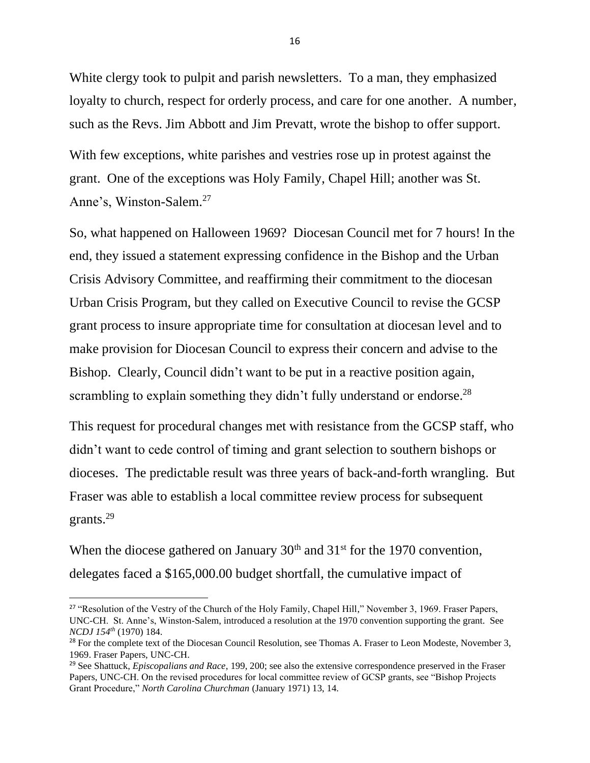White clergy took to pulpit and parish newsletters. To a man, they emphasized loyalty to church, respect for orderly process, and care for one another. A number, such as the Revs. Jim Abbott and Jim Prevatt, wrote the bishop to offer support.

With few exceptions, white parishes and vestries rose up in protest against the grant. One of the exceptions was Holy Family, Chapel Hill; another was St. Anne's, Winston-Salem.[27]

So, what happened on Halloween 1969? Diocesan Council met for 7 hours! In the end, they issued a statement expressing confidence in the Bishop and the Urban Crisis Advisory Committee, and reaffirming their commitment to the diocesan Urban Crisis Program, but they called on Executive Council to revise the GCSP grant process to insure appropriate time for consultation at diocesan level and to make provision for Diocesan Council to express their concern and advise to the Bishop. Clearly, Council didn't want to be put in a reactive position again, scrambling to explain something they didn't fully understand or endorse.[28]

This request for procedural changes met with resistance from the GCSP staff, who didn't want to cede control of timing and grant selection to southern bishops or dioceses. The predictable result was three years of back-and-forth wrangling. But Fraser was able to establish a local committee review process for subsequent grants.[29]

When the diocese gathered on January 30th and 31st for the 1970 convention, delegates faced a $165,000.00 budget shortfall, the cumulative impact of

---

[27] "Resolution of the Vestry of the Church of the Holy Family, Chapel Hill," November 3, 1969. Fraser Papers, UNC-CH. St. Anne's, Winston-Salem, introduced a resolution at the 1970 convention supporting the grant. See *NCDJ 154th* (1970) 184.

[28] For the complete text of the Diocesan Council Resolution, see Thomas A. Fraser to Leon Modeste, November 3, 1969. Fraser Papers, UNC-CH.

[29] See Shattuck, *Episcopalians and Race*, 199, 200; see also the extensive correspondence preserved in the Fraser Papers, UNC-CH. On the revised procedures for local committee review of GCSP grants, see "Bishop Projects Grant Procedure," *North Carolina Churchman* (January 1971) 13, 14.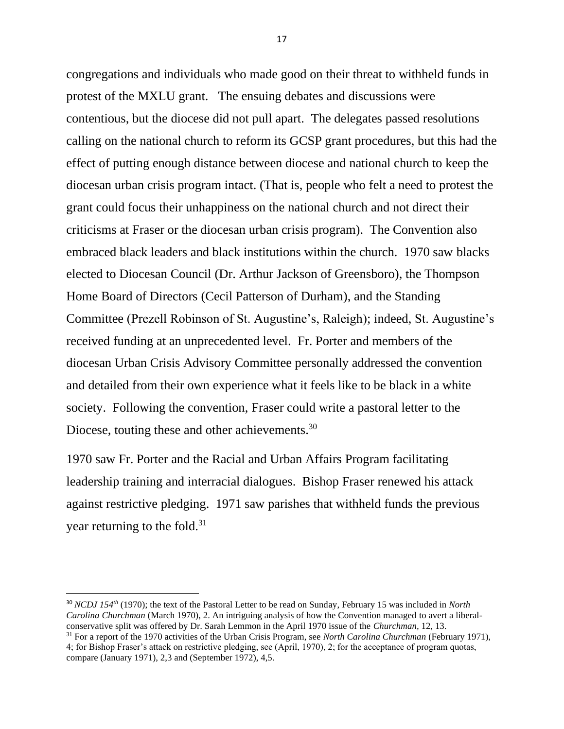congregations and individuals who made good on their threat to withheld funds in protest of the MXLU grant. The ensuing debates and discussions were contentious, but the diocese did not pull apart. The delegates passed resolutions calling on the national church to reform its GCSP grant procedures, but this had the effect of putting enough distance between diocese and national church to keep the diocesan urban crisis program intact. (That is, people who felt a need to protest the grant could focus their unhappiness on the national church and not direct their criticisms at Fraser or the diocesan urban crisis program). The Convention also embraced black leaders and black institutions within the church. 1970 saw blacks elected to Diocesan Council (Dr. Arthur Jackson of Greensboro), the Thompson Home Board of Directors (Cecil Patterson of Durham), and the Standing Committee (Prezell Robinson of St. Augustine's, Raleigh); indeed, St. Augustine's received funding at an unprecedented level. Fr. Porter and members of the diocesan Urban Crisis Advisory Committee personally addressed the convention and detailed from their own experience what it feels like to be black in a white society. Following the convention, Fraser could write a pastoral letter to the Diocese, touting these and other achievements.[30]

1970 saw Fr. Porter and the Racial and Urban Affairs Program facilitating leadership training and interracial dialogues. Bishop Fraser renewed his attack against restrictive pledging. 1971 saw parishes that withheld funds the previous year returning to the fold.[31]

---

[30] *NCDJ 154th* (1970); the text of the Pastoral Letter to be read on Sunday, February 15 was included in *North Carolina Churchman* (March 1970), 2. An intriguing analysis of how the Convention managed to avert a liberal-conservative split was offered by Dr. Sarah Lemmon in the April 1970 issue of the *Churchman,* 12, 13.

[31] For a report of the 1970 activities of the Urban Crisis Program, see *North Carolina Churchman* (February 1971), 4; for Bishop Fraser's attack on restrictive pledging, see (April, 1970), 2; for the acceptance of program quotas, compare (January 1971), 2,3 and (September 1972), 4,5.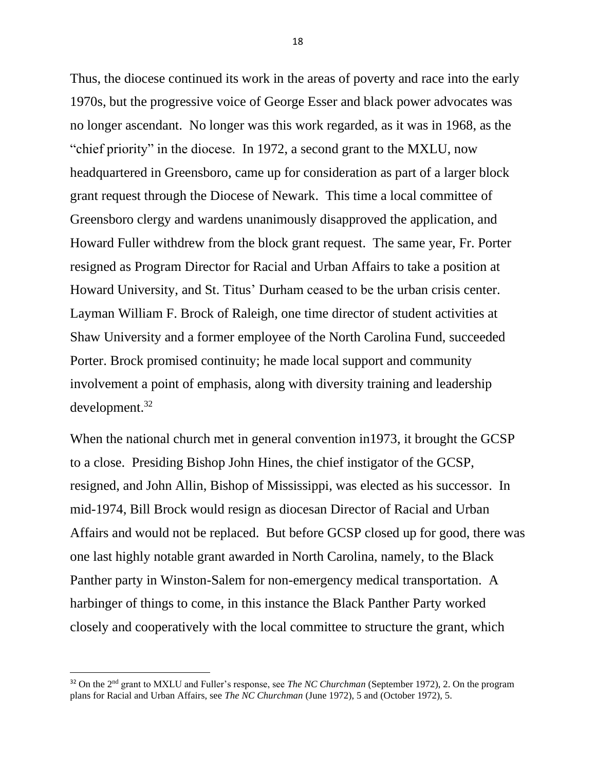Thus, the diocese continued its work in the areas of poverty and race into the early 1970s, but the progressive voice of George Esser and black power advocates was no longer ascendant. No longer was this work regarded, as it was in 1968, as the "chief priority" in the diocese. In 1972, a second grant to the MXLU, now headquartered in Greensboro, came up for consideration as part of a larger block grant request through the Diocese of Newark. This time a local committee of Greensboro clergy and wardens unanimously disapproved the application, and Howard Fuller withdrew from the block grant request. The same year, Fr. Porter resigned as Program Director for Racial and Urban Affairs to take a position at Howard University, and St. Titus' Durham ceased to be the urban crisis center. Layman William F. Brock of Raleigh, one time director of student activities at Shaw University and a former employee of the North Carolina Fund, succeeded Porter. Brock promised continuity; he made local support and community involvement a point of emphasis, along with diversity training and leadership development.[32]

When the national church met in general convention in1973, it brought the GCSP to a close. Presiding Bishop John Hines, the chief instigator of the GCSP, resigned, and John Allin, Bishop of Mississippi, was elected as his successor. In mid-1974, Bill Brock would resign as diocesan Director of Racial and Urban Affairs and would not be replaced. But before GCSP closed up for good, there was one last highly notable grant awarded in North Carolina, namely, to the Black Panther party in Winston-Salem for non-emergency medical transportation. A harbinger of things to come, in this instance the Black Panther Party worked closely and cooperatively with the local committee to structure the grant, which

---

[32] On the 2nd grant to MXLU and Fuller's response, see *The NC Churchman* (September 1972), 2. On the program plans for Racial and Urban Affairs, see *The NC Churchman* (June 1972), 5 and (October 1972), 5.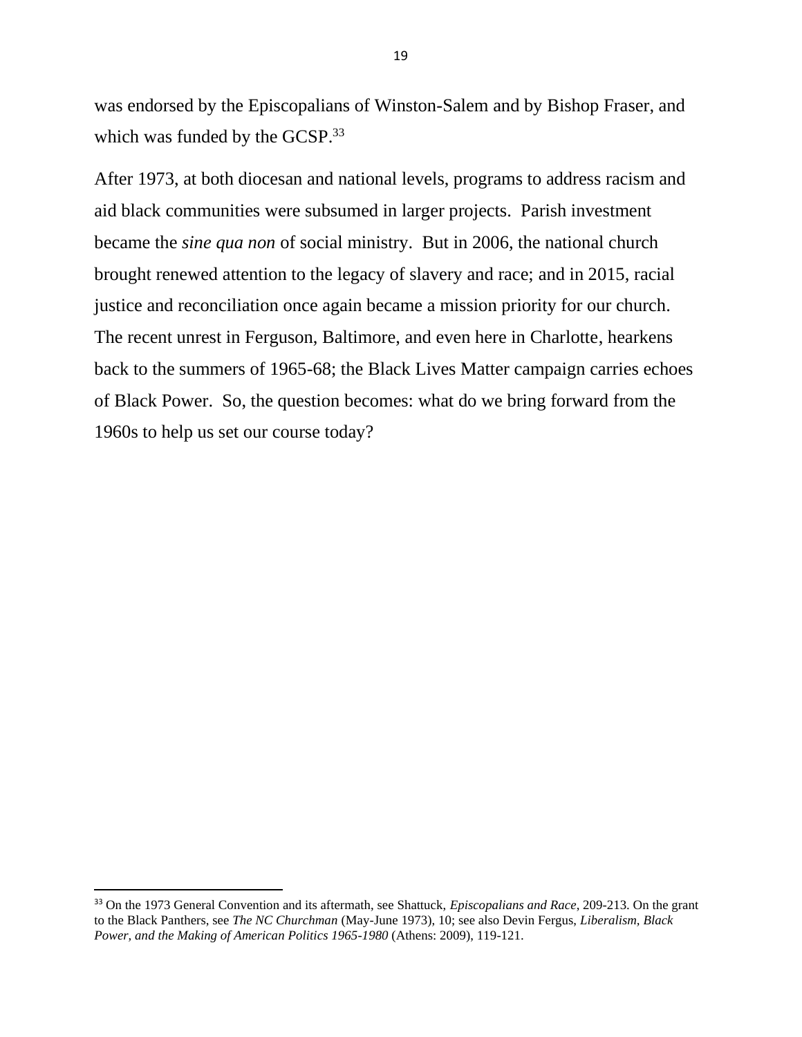was endorsed by the Episcopalians of Winston-Salem and by Bishop Fraser, and which was funded by the GCSP.[33]

After 1973, at both diocesan and national levels, programs to address racism and aid black communities were subsumed in larger projects. Parish investment became the *sine qua non* of social ministry. But in 2006, the national church brought renewed attention to the legacy of slavery and race; and in 2015, racial justice and reconciliation once again became a mission priority for our church. The recent unrest in Ferguson, Baltimore, and even here in Charlotte, hearkens back to the summers of 1965-68; the Black Lives Matter campaign carries echoes of Black Power. So, the question becomes: what do we bring forward from the 1960s to help us set our course today?

---

[33] On the 1973 General Convention and its aftermath, see Shattuck, *Episcopalians and Race*, 209-213. On the grant to the Black Panthers, see *The NC Churchman* (May-June 1973), 10; see also Devin Fergus, *Liberalism, Black Power, and the Making of American Politics 1965-1980* (Athens: 2009), 119-121.